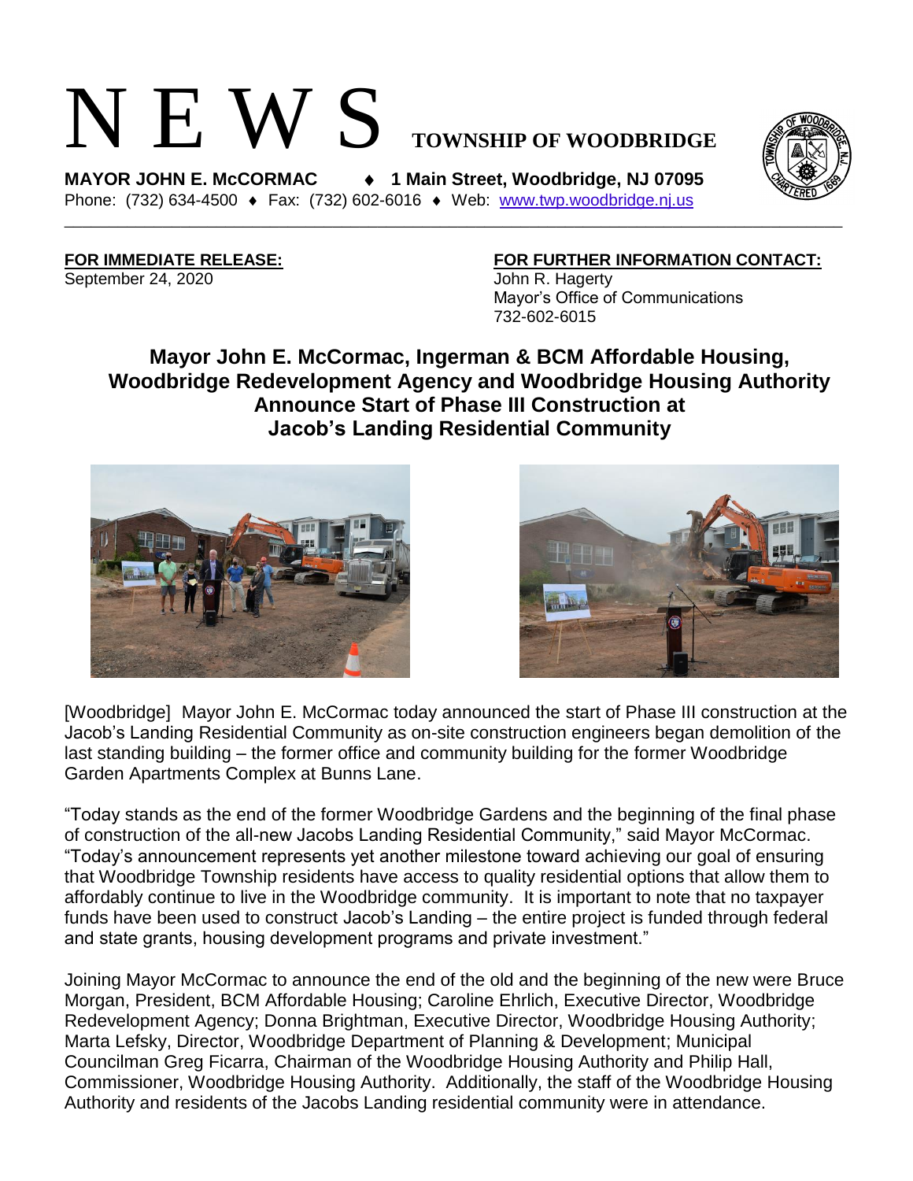# N E W S TOWNSHIP OF WOODBRIDGE

**MAYOR JOHN E. McCORMAC ♦ 1 Main Street, Woodbridge, NJ 07095**
Phone: (732) 634-4500 ♦ Fax: (732) 602-6016 ♦ Web: www.twp.woodbridge.nj.us

**FOR IMMEDIATE RELEASE:**
September 24, 2020

**FOR FURTHER INFORMATION CONTACT:**
John R. Hagerty
Mayor's Office of Communications
732-602-6015

## Mayor John E. McCormac, Ingerman & BCM Affordable Housing, Woodbridge Redevelopment Agency and Woodbridge Housing Authority Announce Start of Phase III Construction at Jacob's Landing Residential Community

[Woodbridge] Mayor John E. McCormac today announced the start of Phase III construction at the Jacob's Landing Residential Community as on-site construction engineers began demolition of the last standing building – the former office and community building for the former Woodbridge Garden Apartments Complex at Bunns Lane.

"Today stands as the end of the former Woodbridge Gardens and the beginning of the final phase of construction of the all-new Jacobs Landing Residential Community," said Mayor McCormac. "Today's announcement represents yet another milestone toward achieving our goal of ensuring that Woodbridge Township residents have access to quality residential options that allow them to affordably continue to live in the Woodbridge community. It is important to note that no taxpayer funds have been used to construct Jacob's Landing – the entire project is funded through federal and state grants, housing development programs and private investment."

Joining Mayor McCormac to announce the end of the old and the beginning of the new were Bruce Morgan, President, BCM Affordable Housing; Caroline Ehrlich, Executive Director, Woodbridge Redevelopment Agency; Donna Brightman, Executive Director, Woodbridge Housing Authority; Marta Lefsky, Director, Woodbridge Department of Planning & Development; Municipal Councilman Greg Ficarra, Chairman of the Woodbridge Housing Authority and Philip Hall, Commissioner, Woodbridge Housing Authority. Additionally, the staff of the Woodbridge Housing Authority and residents of the Jacobs Landing residential community were in attendance.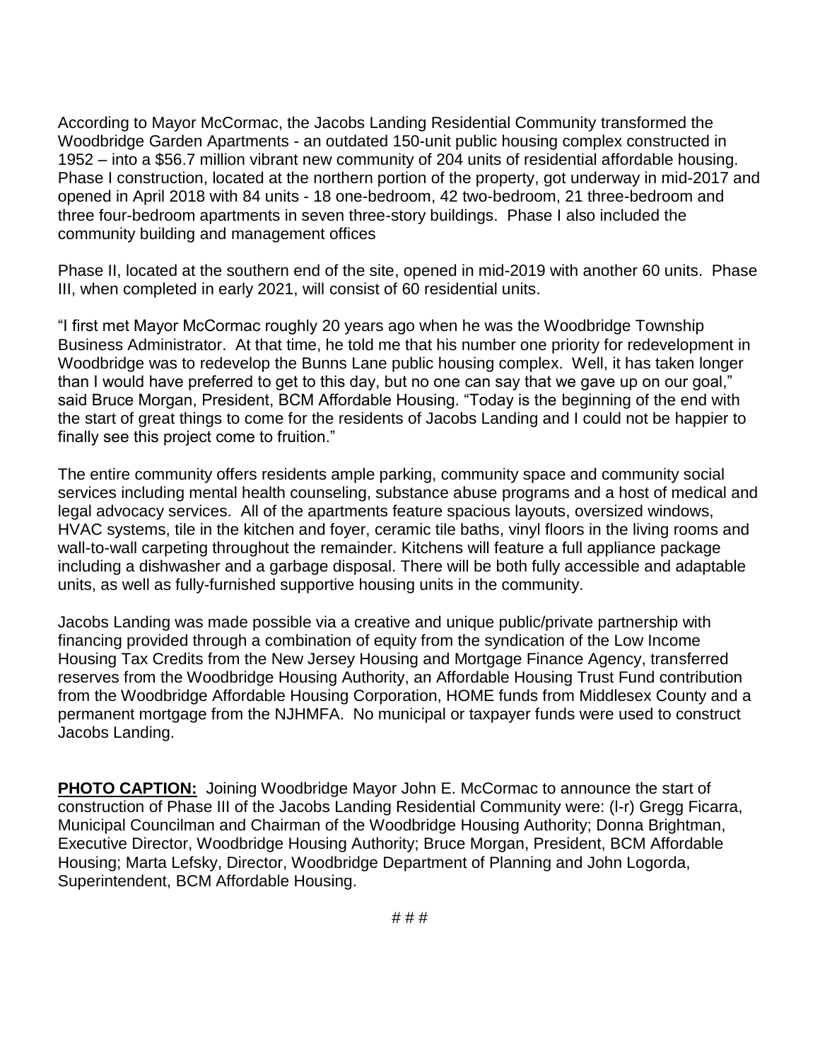According to Mayor McCormac, the Jacobs Landing Residential Community transformed the Woodbridge Garden Apartments - an outdated 150-unit public housing complex constructed in 1952 – into a $56.7 million vibrant new community of 204 units of residential affordable housing. Phase I construction, located at the northern portion of the property, got underway in mid-2017 and opened in April 2018 with 84 units - 18 one-bedroom, 42 two-bedroom, 21 three-bedroom and three four-bedroom apartments in seven three-story buildings. Phase I also included the community building and management offices

Phase II, located at the southern end of the site, opened in mid-2019 with another 60 units. Phase III, when completed in early 2021, will consist of 60 residential units.

"I first met Mayor McCormac roughly 20 years ago when he was the Woodbridge Township Business Administrator. At that time, he told me that his number one priority for redevelopment in Woodbridge was to redevelop the Bunns Lane public housing complex. Well, it has taken longer than I would have preferred to get to this day, but no one can say that we gave up on our goal," said Bruce Morgan, President, BCM Affordable Housing. "Today is the beginning of the end with the start of great things to come for the residents of Jacobs Landing and I could not be happier to finally see this project come to fruition."

The entire community offers residents ample parking, community space and community social services including mental health counseling, substance abuse programs and a host of medical and legal advocacy services. All of the apartments feature spacious layouts, oversized windows, HVAC systems, tile in the kitchen and foyer, ceramic tile baths, vinyl floors in the living rooms and wall-to-wall carpeting throughout the remainder. Kitchens will feature a full appliance package including a dishwasher and a garbage disposal. There will be both fully accessible and adaptable units, as well as fully-furnished supportive housing units in the community.

Jacobs Landing was made possible via a creative and unique public/private partnership with financing provided through a combination of equity from the syndication of the Low Income Housing Tax Credits from the New Jersey Housing and Mortgage Finance Agency, transferred reserves from the Woodbridge Housing Authority, an Affordable Housing Trust Fund contribution from the Woodbridge Affordable Housing Corporation, HOME funds from Middlesex County and a permanent mortgage from the NJHMFA. No municipal or taxpayer funds were used to construct Jacobs Landing.

**PHOTO CAPTION:** Joining Woodbridge Mayor John E. McCormac to announce the start of construction of Phase III of the Jacobs Landing Residential Community were: (l-r) Gregg Ficarra, Municipal Councilman and Chairman of the Woodbridge Housing Authority; Donna Brightman, Executive Director, Woodbridge Housing Authority; Bruce Morgan, President, BCM Affordable Housing; Marta Lefsky, Director, Woodbridge Department of Planning and John Logorda, Superintendent, BCM Affordable Housing.

# # #